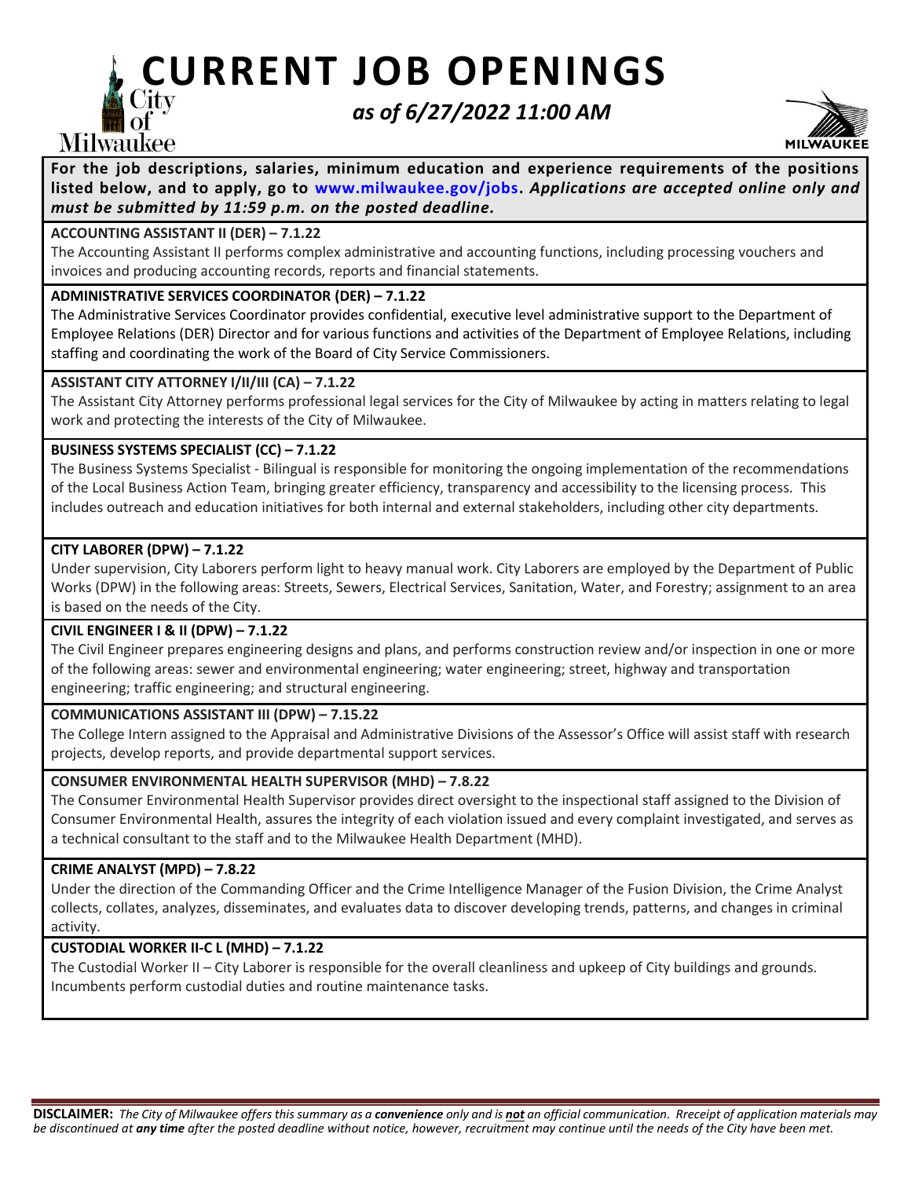# CURRENT JOB OPENINGS

***as of 6/27/2022 11:00 AM***

**For the job descriptions, salaries, minimum education and experience requirements of the positions listed below, and to apply, go to www.milwaukee.gov/jobs.** ***Applications are accepted online only and must be submitted by 11:59 p.m. on the posted deadline.***

**ACCOUNTING ASSISTANT II (DER) – 7.1.22**

The Accounting Assistant II performs complex administrative and accounting functions, including processing vouchers and invoices and producing accounting records, reports and financial statements.

**ADMINISTRATIVE SERVICES COORDINATOR (DER) – 7.1.22**

The Administrative Services Coordinator provides confidential, executive level administrative support to the Department of Employee Relations (DER) Director and for various functions and activities of the Department of Employee Relations, including staffing and coordinating the work of the Board of City Service Commissioners.

**ASSISTANT CITY ATTORNEY I/II/III (CA) – 7.1.22**

The Assistant City Attorney performs professional legal services for the City of Milwaukee by acting in matters relating to legal work and protecting the interests of the City of Milwaukee.

**BUSINESS SYSTEMS SPECIALIST (CC) – 7.1.22**

The Business Systems Specialist - Bilingual is responsible for monitoring the ongoing implementation of the recommendations of the Local Business Action Team, bringing greater efficiency, transparency and accessibility to the licensing process. This includes outreach and education initiatives for both internal and external stakeholders, including other city departments.

**CITY LABORER (DPW) – 7.1.22**

Under supervision, City Laborers perform light to heavy manual work. City Laborers are employed by the Department of Public Works (DPW) in the following areas: Streets, Sewers, Electrical Services, Sanitation, Water, and Forestry; assignment to an area is based on the needs of the City.

**CIVIL ENGINEER I & II (DPW) – 7.1.22**

The Civil Engineer prepares engineering designs and plans, and performs construction review and/or inspection in one or more of the following areas: sewer and environmental engineering; water engineering; street, highway and transportation engineering; traffic engineering; and structural engineering.

**COMMUNICATIONS ASSISTANT III (DPW) – 7.15.22**

The College Intern assigned to the Appraisal and Administrative Divisions of the Assessor's Office will assist staff with research projects, develop reports, and provide departmental support services.

**CONSUMER ENVIRONMENTAL HEALTH SUPERVISOR (MHD) – 7.8.22**

The Consumer Environmental Health Supervisor provides direct oversight to the inspectional staff assigned to the Division of Consumer Environmental Health, assures the integrity of each violation issued and every complaint investigated, and serves as a technical consultant to the staff and to the Milwaukee Health Department (MHD).

**CRIME ANALYST (MPD) – 7.8.22**

Under the direction of the Commanding Officer and the Crime Intelligence Manager of the Fusion Division, the Crime Analyst collects, collates, analyzes, disseminates, and evaluates data to discover developing trends, patterns, and changes in criminal activity.

**CUSTODIAL WORKER II-C L (MHD) – 7.1.22**

The Custodial Worker II – City Laborer is responsible for the overall cleanliness and upkeep of City buildings and grounds. Incumbents perform custodial duties and routine maintenance tasks.

**DISCLAIMER:** *The City of Milwaukee offers this summary as a* ***convenience*** *only and is* ***not*** *an official communication. Rreceipt of application materials may be discontinued at* ***any time*** *after the posted deadline without notice, however, recruitment may continue until the needs of the City have been met.*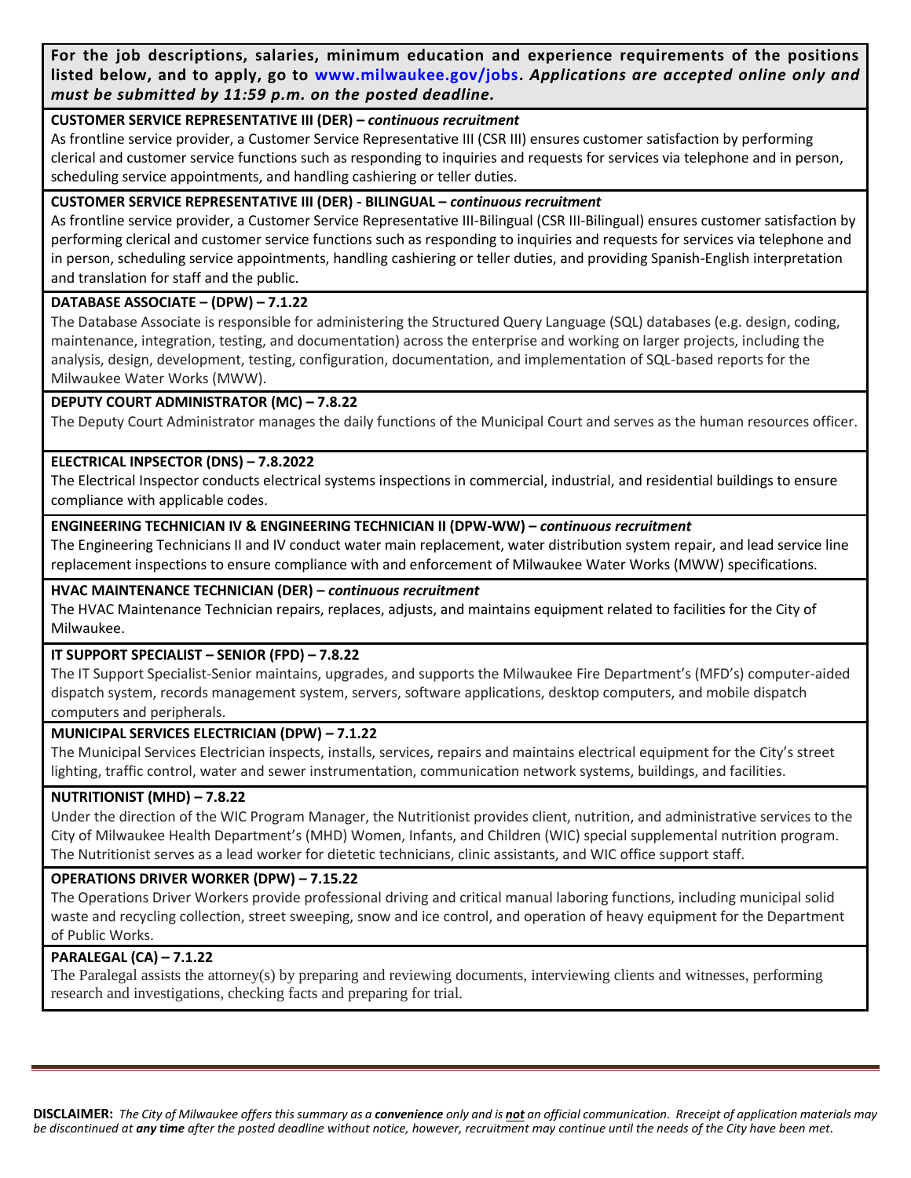**For the job descriptions, salaries, minimum education and experience requirements of the positions listed below, and to apply, go to www.milwaukee.gov/jobs.** ***Applications are accepted online only and must be submitted by 11:59 p.m. on the posted deadline.***

**CUSTOMER SERVICE REPRESENTATIVE III (DER) –** ***continuous recruitment***

As frontline service provider, a Customer Service Representative III (CSR III) ensures customer satisfaction by performing clerical and customer service functions such as responding to inquiries and requests for services via telephone and in person, scheduling service appointments, and handling cashiering or teller duties.

**CUSTOMER SERVICE REPRESENTATIVE III (DER) - BILINGUAL –** ***continuous recruitment***

As frontline service provider, a Customer Service Representative III-Bilingual (CSR III-Bilingual) ensures customer satisfaction by performing clerical and customer service functions such as responding to inquiries and requests for services via telephone and in person, scheduling service appointments, handling cashiering or teller duties, and providing Spanish-English interpretation and translation for staff and the public.

**DATABASE ASSOCIATE – (DPW) – 7.1.22**

The Database Associate is responsible for administering the Structured Query Language (SQL) databases (e.g. design, coding, maintenance, integration, testing, and documentation) across the enterprise and working on larger projects, including the analysis, design, development, testing, configuration, documentation, and implementation of SQL-based reports for the Milwaukee Water Works (MWW).

**DEPUTY COURT ADMINISTRATOR (MC) – 7.8.22**

The Deputy Court Administrator manages the daily functions of the Municipal Court and serves as the human resources officer.

**ELECTRICAL INPSECTOR (DNS) – 7.8.2022**

The Electrical Inspector conducts electrical systems inspections in commercial, industrial, and residential buildings to ensure compliance with applicable codes.

**ENGINEERING TECHNICIAN IV & ENGINEERING TECHNICIAN II (DPW-WW) –** ***continuous recruitment***

The Engineering Technicians II and IV conduct water main replacement, water distribution system repair, and lead service line replacement inspections to ensure compliance with and enforcement of Milwaukee Water Works (MWW) specifications.

**HVAC MAINTENANCE TECHNICIAN (DER) –** ***continuous recruitment***

The HVAC Maintenance Technician repairs, replaces, adjusts, and maintains equipment related to facilities for the City of Milwaukee.

**IT SUPPORT SPECIALIST – SENIOR (FPD) – 7.8.22**

The IT Support Specialist-Senior maintains, upgrades, and supports the Milwaukee Fire Department's (MFD's) computer-aided dispatch system, records management system, servers, software applications, desktop computers, and mobile dispatch computers and peripherals.

**MUNICIPAL SERVICES ELECTRICIAN (DPW) – 7.1.22**

The Municipal Services Electrician inspects, installs, services, repairs and maintains electrical equipment for the City's street lighting, traffic control, water and sewer instrumentation, communication network systems, buildings, and facilities.

**NUTRITIONIST (MHD) – 7.8.22**

Under the direction of the WIC Program Manager, the Nutritionist provides client, nutrition, and administrative services to the City of Milwaukee Health Department's (MHD) Women, Infants, and Children (WIC) special supplemental nutrition program. The Nutritionist serves as a lead worker for dietetic technicians, clinic assistants, and WIC office support staff.

**OPERATIONS DRIVER WORKER (DPW) – 7.15.22**

The Operations Driver Workers provide professional driving and critical manual laboring functions, including municipal solid waste and recycling collection, street sweeping, snow and ice control, and operation of heavy equipment for the Department of Public Works.

**PARALEGAL (CA) – 7.1.22**

The Paralegal assists the attorney(s) by preparing and reviewing documents, interviewing clients and witnesses, performing research and investigations, checking facts and preparing for trial.

**DISCLAIMER:** *The City of Milwaukee offers this summary as a* ***convenience*** *only and is* ***not*** *an official communication. Rreceipt of application materials may be discontinued at* ***any time*** *after the posted deadline without notice, however, recruitment may continue until the needs of the City have been met.*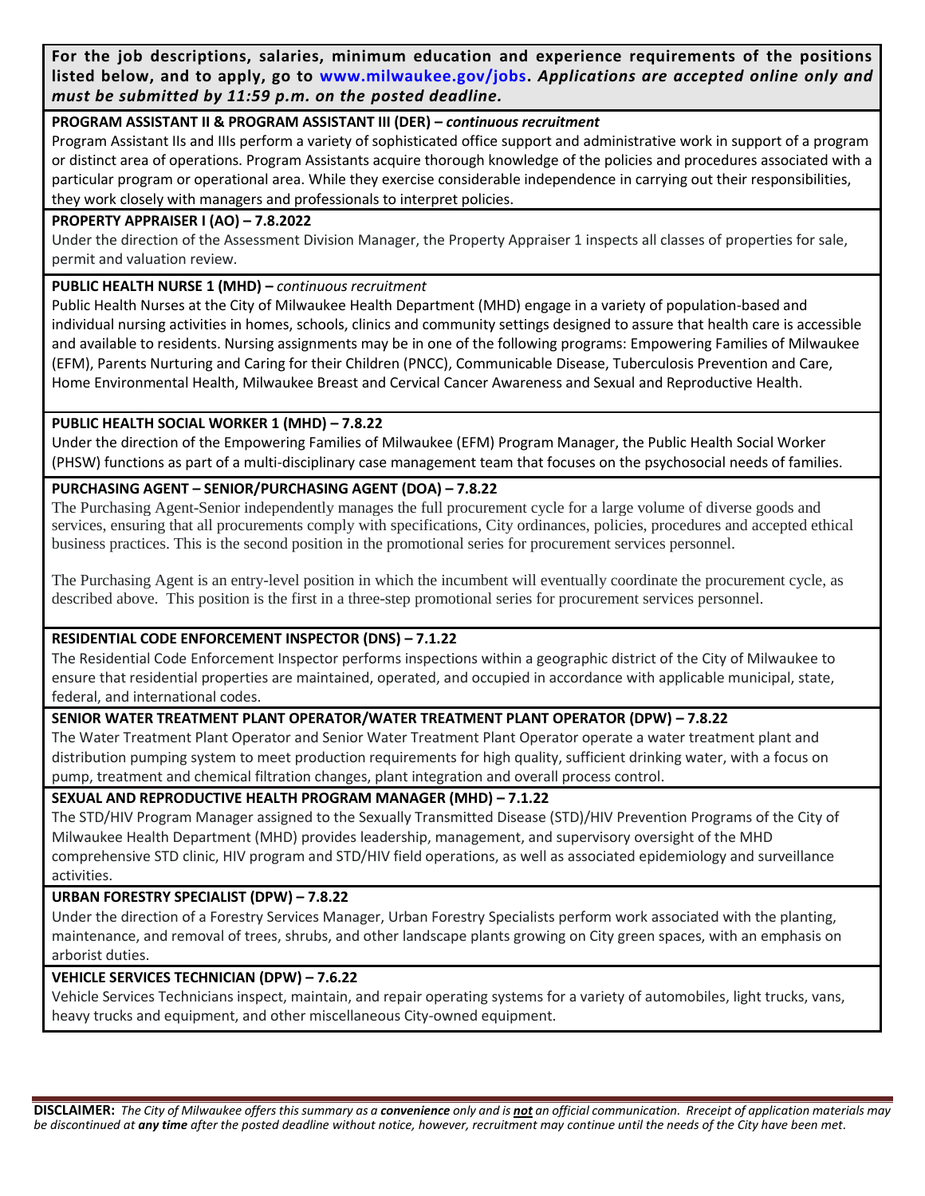**For the job descriptions, salaries, minimum education and experience requirements of the positions listed below, and to apply, go to www.milwaukee.gov/jobs.** ***Applications are accepted online only and must be submitted by 11:59 p.m. on the posted deadline.***

**PROGRAM ASSISTANT II & PROGRAM ASSISTANT III (DER) –** ***continuous recruitment***

Program Assistant IIs and IIIs perform a variety of sophisticated office support and administrative work in support of a program or distinct area of operations. Program Assistants acquire thorough knowledge of the policies and procedures associated with a particular program or operational area. While they exercise considerable independence in carrying out their responsibilities, they work closely with managers and professionals to interpret policies.

**PROPERTY APPRAISER I (AO) – 7.8.2022**

Under the direction of the Assessment Division Manager, the Property Appraiser 1 inspects all classes of properties for sale, permit and valuation review.

**PUBLIC HEALTH NURSE 1 (MHD) –** *continuous recruitment*

Public Health Nurses at the City of Milwaukee Health Department (MHD) engage in a variety of population-based and individual nursing activities in homes, schools, clinics and community settings designed to assure that health care is accessible and available to residents. Nursing assignments may be in one of the following programs: Empowering Families of Milwaukee (EFM), Parents Nurturing and Caring for their Children (PNCC), Communicable Disease, Tuberculosis Prevention and Care, Home Environmental Health, Milwaukee Breast and Cervical Cancer Awareness and Sexual and Reproductive Health.

**PUBLIC HEALTH SOCIAL WORKER 1 (MHD) – 7.8.22**

Under the direction of the Empowering Families of Milwaukee (EFM) Program Manager, the Public Health Social Worker (PHSW) functions as part of a multi-disciplinary case management team that focuses on the psychosocial needs of families.

**PURCHASING AGENT – SENIOR/PURCHASING AGENT (DOA) – 7.8.22**

The Purchasing Agent-Senior independently manages the full procurement cycle for a large volume of diverse goods and services, ensuring that all procurements comply with specifications, City ordinances, policies, procedures and accepted ethical business practices. This is the second position in the promotional series for procurement services personnel.

The Purchasing Agent is an entry-level position in which the incumbent will eventually coordinate the procurement cycle, as described above. This position is the first in a three-step promotional series for procurement services personnel.

**RESIDENTIAL CODE ENFORCEMENT INSPECTOR (DNS) – 7.1.22**

The Residential Code Enforcement Inspector performs inspections within a geographic district of the City of Milwaukee to ensure that residential properties are maintained, operated, and occupied in accordance with applicable municipal, state, federal, and international codes.

**SENIOR WATER TREATMENT PLANT OPERATOR/WATER TREATMENT PLANT OPERATOR (DPW) – 7.8.22**

The Water Treatment Plant Operator and Senior Water Treatment Plant Operator operate a water treatment plant and distribution pumping system to meet production requirements for high quality, sufficient drinking water, with a focus on pump, treatment and chemical filtration changes, plant integration and overall process control.

**SEXUAL AND REPRODUCTIVE HEALTH PROGRAM MANAGER (MHD) – 7.1.22**

The STD/HIV Program Manager assigned to the Sexually Transmitted Disease (STD)/HIV Prevention Programs of the City of Milwaukee Health Department (MHD) provides leadership, management, and supervisory oversight of the MHD comprehensive STD clinic, HIV program and STD/HIV field operations, as well as associated epidemiology and surveillance activities.

**URBAN FORESTRY SPECIALIST (DPW) – 7.8.22**

Under the direction of a Forestry Services Manager, Urban Forestry Specialists perform work associated with the planting, maintenance, and removal of trees, shrubs, and other landscape plants growing on City green spaces, with an emphasis on arborist duties.

**VEHICLE SERVICES TECHNICIAN (DPW) – 7.6.22**

Vehicle Services Technicians inspect, maintain, and repair operating systems for a variety of automobiles, light trucks, vans, heavy trucks and equipment, and other miscellaneous City-owned equipment.

**DISCLAIMER:** *The City of Milwaukee offers this summary as a* ***convenience*** *only and is* ***not*** *an official communication. Rreceipt of application materials may be discontinued at* ***any time*** *after the posted deadline without notice, however, recruitment may continue until the needs of the City have been met.*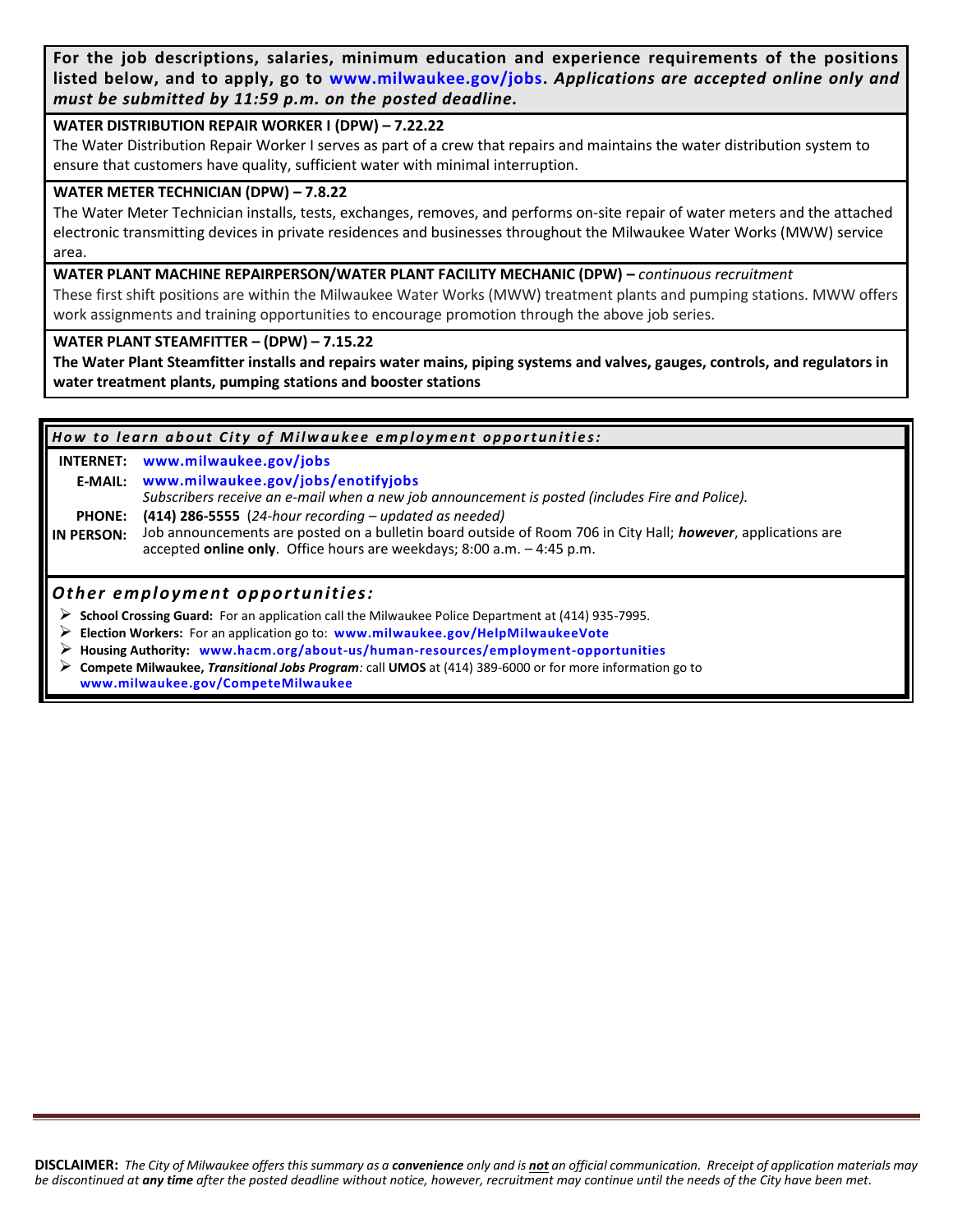**For the job descriptions, salaries, minimum education and experience requirements of the positions listed below, and to apply, go to www.milwaukee.gov/jobs.** ***Applications are accepted online only and must be submitted by 11:59 p.m. on the posted deadline.***

**WATER DISTRIBUTION REPAIR WORKER I (DPW) – 7.22.22**

The Water Distribution Repair Worker I serves as part of a crew that repairs and maintains the water distribution system to ensure that customers have quality, sufficient water with minimal interruption.

**WATER METER TECHNICIAN (DPW) – 7.8.22**

The Water Meter Technician installs, tests, exchanges, removes, and performs on-site repair of water meters and the attached electronic transmitting devices in private residences and businesses throughout the Milwaukee Water Works (MWW) service area.

**WATER PLANT MACHINE REPAIRPERSON/WATER PLANT FACILITY MECHANIC (DPW) –** *continuous recruitment*

These first shift positions are within the Milwaukee Water Works (MWW) treatment plants and pumping stations. MWW offers work assignments and training opportunities to encourage promotion through the above job series.

**WATER PLANT STEAMFITTER – (DPW) – 7.15.22**

**The Water Plant Steamfitter installs and repairs water mains, piping systems and valves, gauges, controls, and regulators in water treatment plants, pumping stations and booster stations**

***How to learn about City of Milwaukee employment opportunities:***

**INTERNET:** www.milwaukee.gov/jobs

**E-MAIL:** www.milwaukee.gov/jobs/enotifyjobs
*Subscribers receive an e-mail when a new job announcement is posted (includes Fire and Police).*

**PHONE:** **(414) 286-5555** (*24-hour recording – updated as needed)*

**IN PERSON:** Job announcements are posted on a bulletin board outside of Room 706 in City Hall; ***however***, applications are accepted **online only**. Office hours are weekdays; 8:00 a.m. – 4:45 p.m.

## *Other employment opportunities:*

- **School Crossing Guard:** For an application call the Milwaukee Police Department at (414) 935-7995.
- **Election Workers:** For an application go to: www.milwaukee.gov/HelpMilwaukeeVote
- **Housing Authority:** www.hacm.org/about-us/human-resources/employment-opportunities
- **Compete Milwaukee, *Transitional Jobs Program*:** call **UMOS** at (414) 389-6000 or for more information go to www.milwaukee.gov/CompeteMilwaukee

**DISCLAIMER:** *The City of Milwaukee offers this summary as a* ***convenience*** *only and is* ***not*** *an official communication. Rreceipt of application materials may be discontinued at* ***any time*** *after the posted deadline without notice, however, recruitment may continue until the needs of the City have been met.*